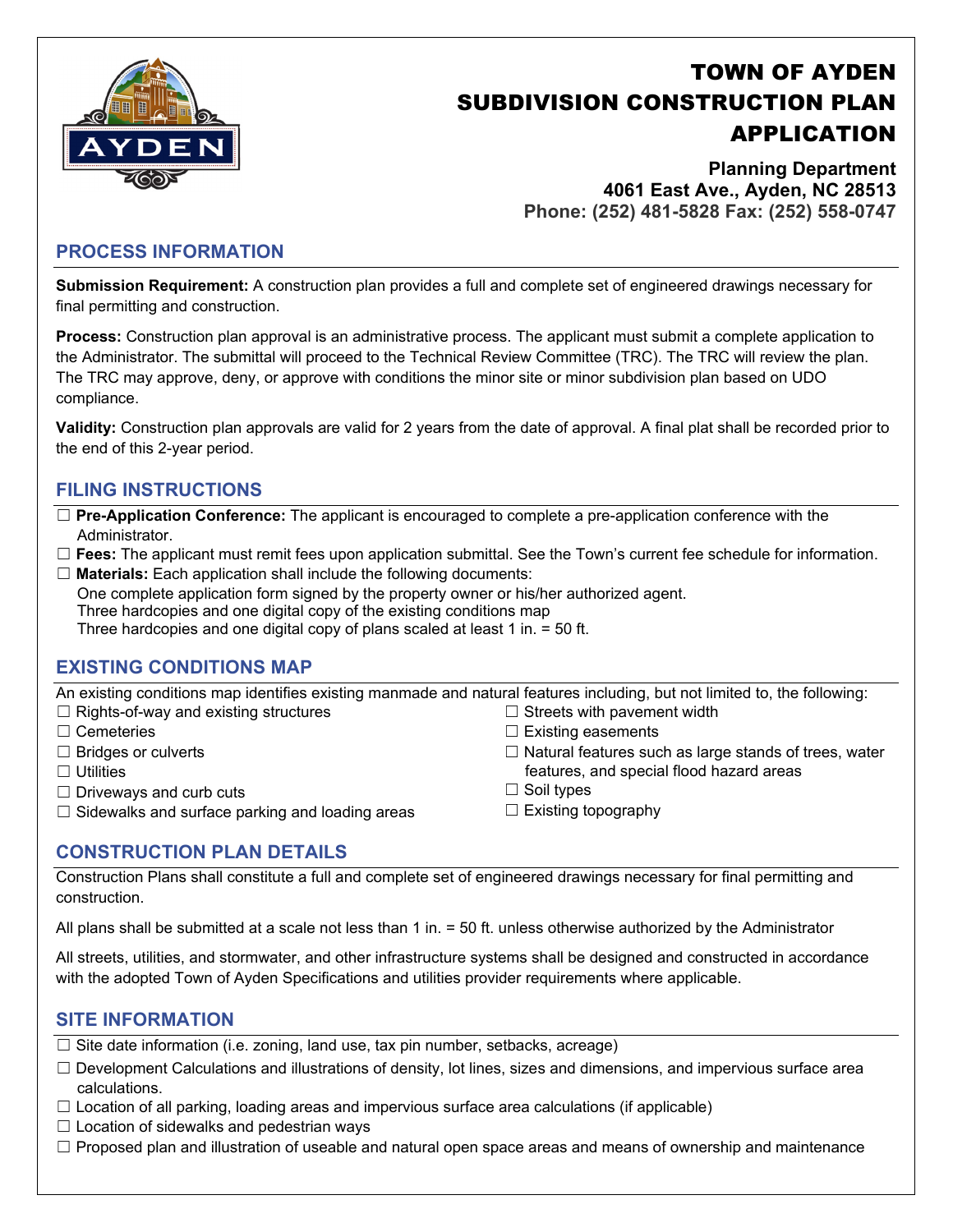# TOWN OF AYDEN SUBDIVISION CONSTRUCTION PLAN APPLICATION

**Planning Department**
**4061 East Ave., Ayden, NC 28513**
**Phone: (252) 481-5828 Fax: (252) 558-0747**

## PROCESS INFORMATION

**Submission Requirement:** A construction plan provides a full and complete set of engineered drawings necessary for final permitting and construction.

**Process:** Construction plan approval is an administrative process. The applicant must submit a complete application to the Administrator. The submittal will proceed to the Technical Review Committee (TRC). The TRC will review the plan. The TRC may approve, deny, or approve with conditions the minor site or minor subdivision plan based on UDO compliance.

**Validity:** Construction plan approvals are valid for 2 years from the date of approval. A final plat shall be recorded prior to the end of this 2-year period.

## FILING INSTRUCTIONS

- ☐ **Pre-Application Conference:** The applicant is encouraged to complete a pre-application conference with the Administrator.
- ☐ **Fees:** The applicant must remit fees upon application submittal. See the Town's current fee schedule for information.
- ☐ **Materials:** Each application shall include the following documents:
  One complete application form signed by the property owner or his/her authorized agent.
  Three hardcopies and one digital copy of the existing conditions map
  Three hardcopies and one digital copy of plans scaled at least 1 in. = 50 ft.

## EXISTING CONDITIONS MAP

An existing conditions map identifies existing manmade and natural features including, but not limited to, the following:

- ☐ Rights-of-way and existing structures
- ☐ Cemeteries
- ☐ Bridges or culverts
- ☐ Utilities
- ☐ Driveways and curb cuts
- ☐ Sidewalks and surface parking and loading areas
- ☐ Streets with pavement width
- ☐ Existing easements
- ☐ Natural features such as large stands of trees, water features, and special flood hazard areas
- ☐ Soil types
- ☐ Existing topography

## CONSTRUCTION PLAN DETAILS

Construction Plans shall constitute a full and complete set of engineered drawings necessary for final permitting and construction.

All plans shall be submitted at a scale not less than 1 in. = 50 ft. unless otherwise authorized by the Administrator

All streets, utilities, and stormwater, and other infrastructure systems shall be designed and constructed in accordance with the adopted Town of Ayden Specifications and utilities provider requirements where applicable.

## SITE INFORMATION

- ☐ Site date information (i.e. zoning, land use, tax pin number, setbacks, acreage)
- ☐ Development Calculations and illustrations of density, lot lines, sizes and dimensions, and impervious surface area calculations.
- ☐ Location of all parking, loading areas and impervious surface area calculations (if applicable)
- ☐ Location of sidewalks and pedestrian ways
- ☐ Proposed plan and illustration of useable and natural open space areas and means of ownership and maintenance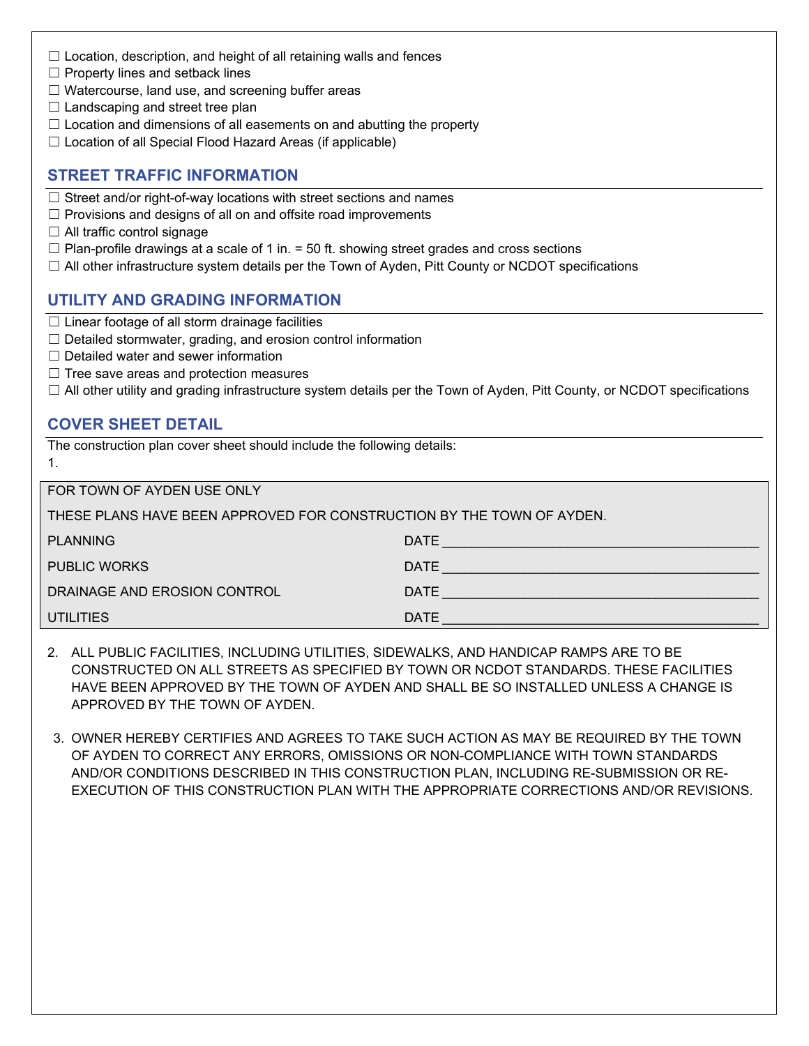☐ Location, description, and height of all retaining walls and fences
☐ Property lines and setback lines
☐ Watercourse, land use, and screening buffer areas
☐ Landscaping and street tree plan
☐ Location and dimensions of all easements on and abutting the property
☐ Location of all Special Flood Hazard Areas (if applicable)

## STREET TRAFFIC INFORMATION

☐ Street and/or right-of-way locations with street sections and names
☐ Provisions and designs of all on and offsite road improvements
☐ All traffic control signage
☐ Plan-profile drawings at a scale of 1 in. = 50 ft. showing street grades and cross sections
☐ All other infrastructure system details per the Town of Ayden, Pitt County or NCDOT specifications

## UTILITY AND GRADING INFORMATION

☐ Linear footage of all storm drainage facilities
☐ Detailed stormwater, grading, and erosion control information
☐ Detailed water and sewer information
☐ Tree save areas and protection measures
☐ All other utility and grading infrastructure system details per the Town of Ayden, Pitt County, or NCDOT specifications

## COVER SHEET DETAIL

The construction plan cover sheet should include the following details:

1.

| FOR TOWN OF AYDEN USE ONLY | |
|---|---|
| THESE PLANS HAVE BEEN APPROVED FOR CONSTRUCTION BY THE TOWN OF AYDEN. | |
| PLANNING | DATE ______________________________ |
| PUBLIC WORKS | DATE ______________________________ |
| DRAINAGE AND EROSION CONTROL | DATE ______________________________ |
| UTILITIES | DATE ______________________________ |

2. ALL PUBLIC FACILITIES, INCLUDING UTILITIES, SIDEWALKS, AND HANDICAP RAMPS ARE TO BE CONSTRUCTED ON ALL STREETS AS SPECIFIED BY TOWN OR NCDOT STANDARDS. THESE FACILITIES HAVE BEEN APPROVED BY THE TOWN OF AYDEN AND SHALL BE SO INSTALLED UNLESS A CHANGE IS APPROVED BY THE TOWN OF AYDEN.

3. OWNER HEREBY CERTIFIES AND AGREES TO TAKE SUCH ACTION AS MAY BE REQUIRED BY THE TOWN OF AYDEN TO CORRECT ANY ERRORS, OMISSIONS OR NON-COMPLIANCE WITH TOWN STANDARDS AND/OR CONDITIONS DESCRIBED IN THIS CONSTRUCTION PLAN, INCLUDING RE-SUBMISSION OR RE-EXECUTION OF THIS CONSTRUCTION PLAN WITH THE APPROPRIATE CORRECTIONS AND/OR REVISIONS.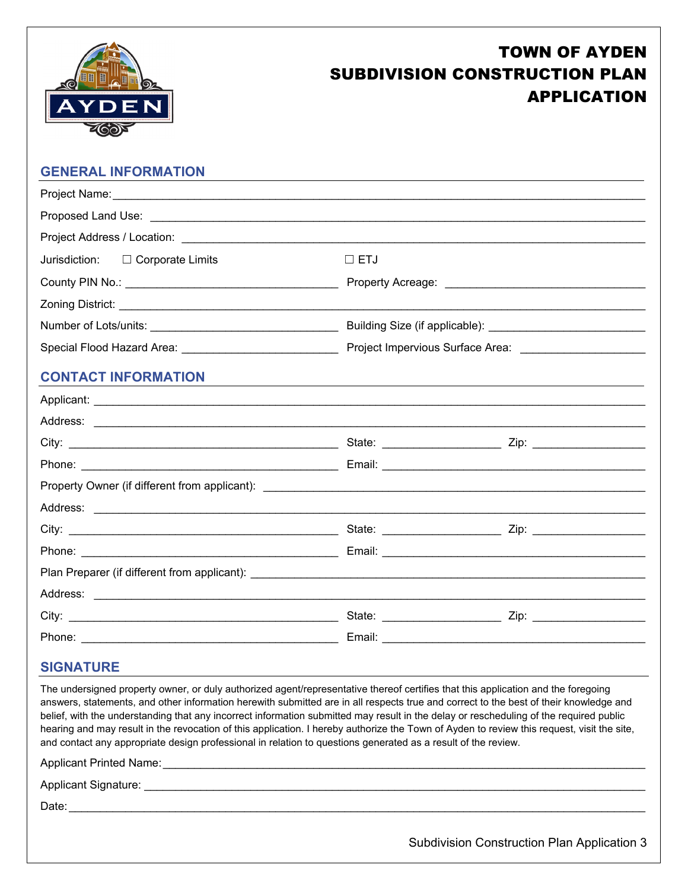# TOWN OF AYDEN SUBDIVISION CONSTRUCTION PLAN APPLICATION

## GENERAL INFORMATION

Project Name: ______________________________________________

Proposed Land Use: ______________________________________________

Project Address / Location: ______________________________________________

Jurisdiction: ☐ Corporate Limits ☐ ETJ

County PIN No.: ____________________ Property Acreage: ____________________

Zoning District: ______________________________________________

Number of Lots/units: ____________________ Building Size (if applicable): ____________________

Special Flood Hazard Area: ____________________ Project Impervious Surface Area: ____________________

## CONTACT INFORMATION

Applicant: ______________________________________________

Address: ______________________________________________

City: ____________________ State: __________ Zip: __________

Phone: ____________________ Email: ____________________

Property Owner (if different from applicant): ______________________________________________

Address: ______________________________________________

City: ____________________ State: __________ Zip: __________

Phone: ____________________ Email: ____________________

Plan Preparer (if different from applicant): ______________________________________________

Address: ______________________________________________

City: ____________________ State: __________ Zip: __________

Phone: ____________________ Email: ____________________

## SIGNATURE

The undersigned property owner, or duly authorized agent/representative thereof certifies that this application and the foregoing answers, statements, and other information herewith submitted are in all respects true and correct to the best of their knowledge and belief, with the understanding that any incorrect information submitted may result in the delay or rescheduling of the required public hearing and may result in the revocation of this application. I hereby authorize the Town of Ayden to review this request, visit the site, and contact any appropriate design professional in relation to questions generated as a result of the review.

Applicant Printed Name: ______________________________________________

Applicant Signature: ______________________________________________

Date: ______________________________________________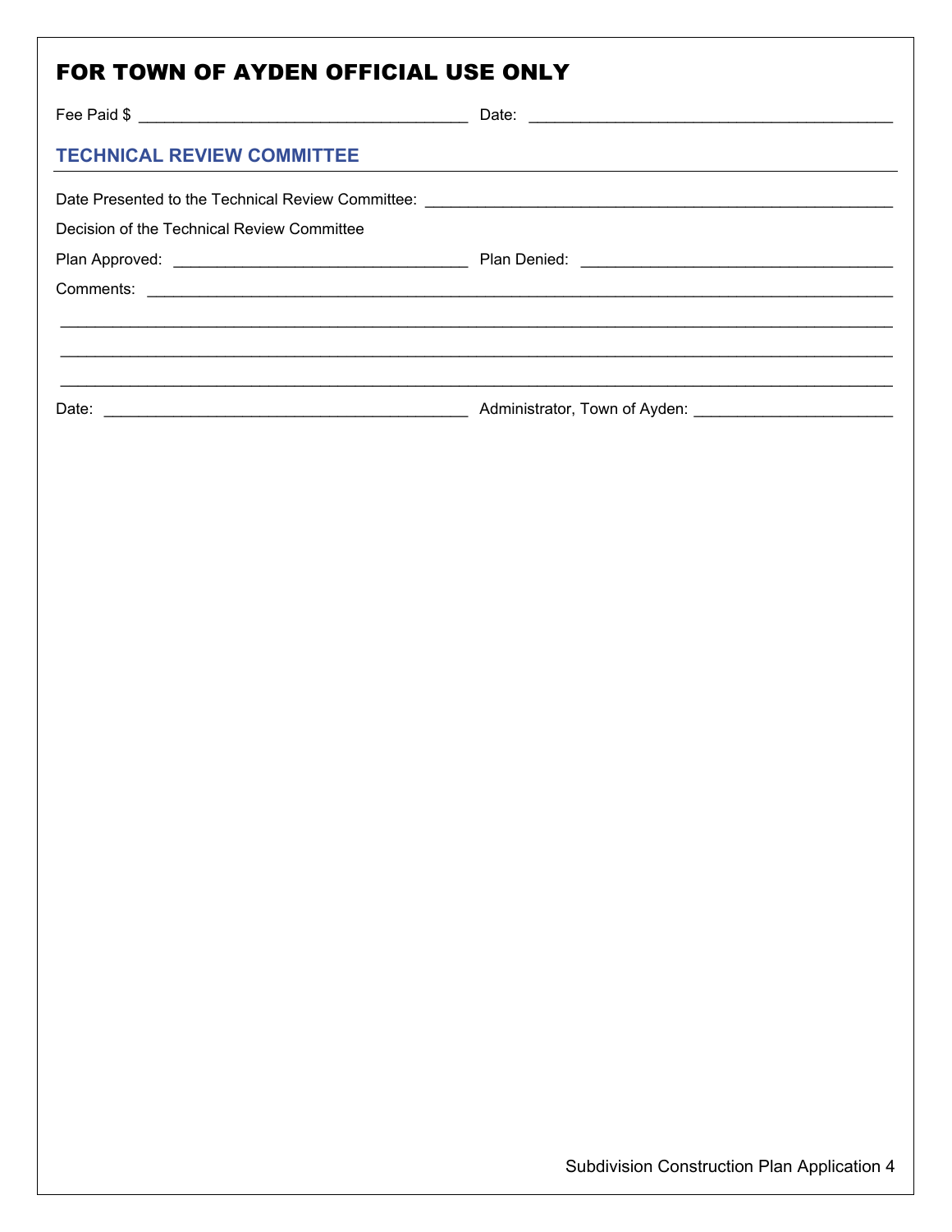## FOR TOWN OF AYDEN OFFICIAL USE ONLY

Fee Paid $ ______________________________________ Date: ___________________________________________

### TECHNICAL REVIEW COMMITTEE

Date Presented to the Technical Review Committee: ______________________________________________________

Decision of the Technical Review Committee

Plan Approved: __________________________________ Plan Denied: ____________________________________

Comments: ____________________________________________________________________________________

_____________________________________________________________________________________________

_____________________________________________________________________________________________

_____________________________________________________________________________________________

Date: __________________________________________ Administrator, Town of Ayden: _______________________